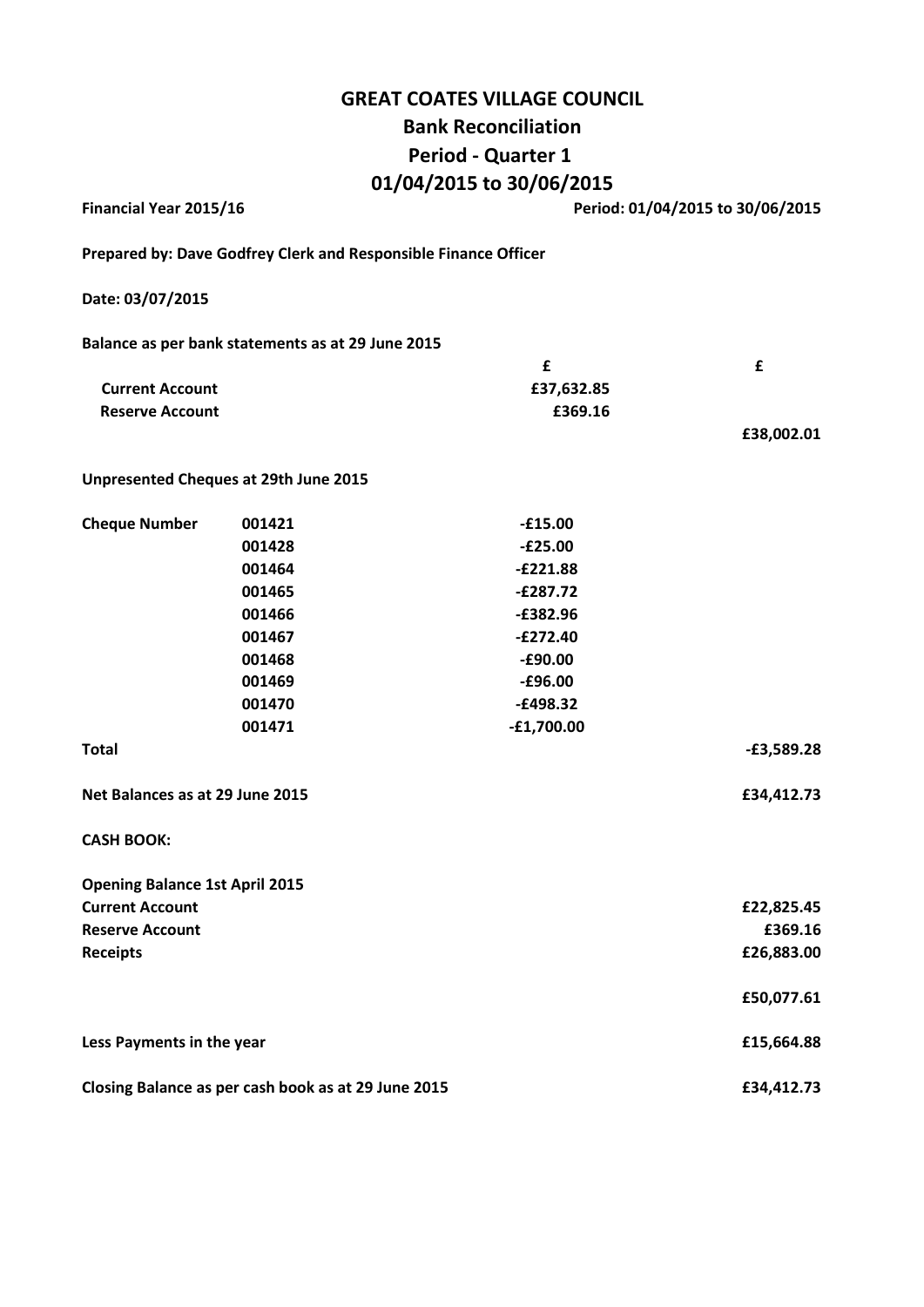# GREAT COATES VILLAGE COUNCIL

## Bank Reconciliation

## Period - Quarter 1

## 01/04/2015 to 30/06/2015

**Financial Year 2015/16** **Period: 01/04/2015 to 30/06/2015**

**Prepared by: Dave Godfrey Clerk and Responsible Finance Officer**

**Date: 03/07/2015**

**Balance as per bank statements as at 29 June 2015**

| | | £ | £ |
|---|---|---|---|
| **Current Account** | | £37,632.85 | |
| **Reserve Account** | | £369.16 | |
| | | | £38,002.01 |

**Unpresented Cheques at 29th June 2015**

| | | | |
|---|---|---|---|
| **Cheque Number** | 001421 | -£15.00 | |
| | 001428 | -£25.00 | |
| | 001464 | -£221.88 | |
| | 001465 | -£287.72 | |
| | 001466 | -£382.96 | |
| | 001467 | -£272.40 | |
| | 001468 | -£90.00 | |
| | 001469 | -£96.00 | |
| | 001470 | -£498.32 | |
| | 001471 | -£1,700.00 | |
| **Total** | | | -£3,589.28 |

| | |
|---|---|
| **Net Balances as at 29 June 2015** | £34,412.73 |

**CASH BOOK:**

| | |
|---|---|
| **Opening Balance 1st April 2015** | |
| **Current Account** | £22,825.45 |
| **Reserve Account** | £369.16 |
| **Receipts** | £26,883.00 |
| | £50,077.61 |
| **Less Payments in the year** | £15,664.88 |
| **Closing Balance as per cash book as at 29 June 2015** | £34,412.73 |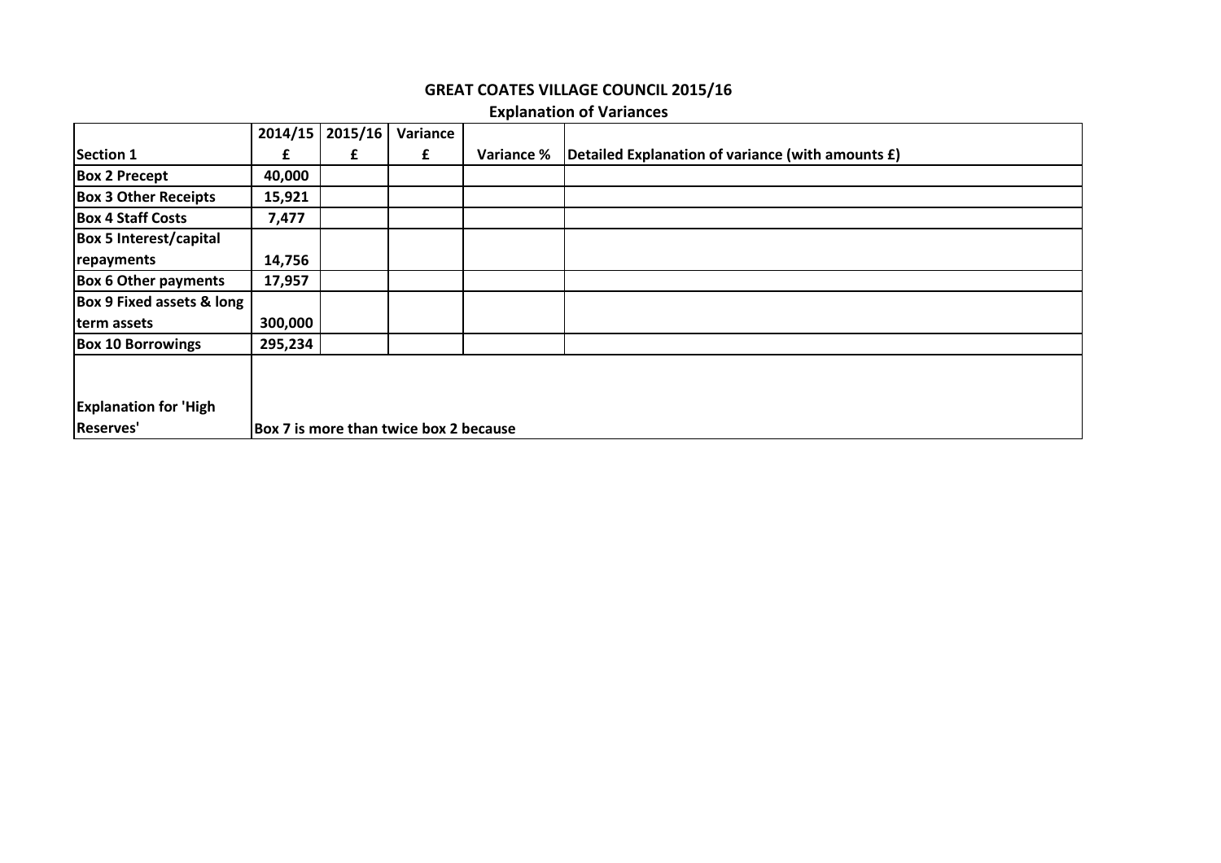# GREAT COATES VILLAGE COUNCIL 2015/16

## Explanation of Variances

| Section 1 | 2014/15 £ | 2015/16 £ | Variance £ | Variance % | Detailed Explanation of variance (with amounts £) |
|---|---|---|---|---|---|
| Box 2 Precept | 40,000 | | | | |
| Box 3 Other Receipts | 15,921 | | | | |
| Box 4 Staff Costs | 7,477 | | | | |
| Box 5 Interest/capital repayments | 14,756 | | | | |
| Box 6 Other payments | 17,957 | | | | |
| Box 9 Fixed assets & long term assets | 300,000 | | | | |
| Box 10 Borrowings | 295,234 | | | | |
| Explanation for 'High Reserves' | Box 7 is more than twice box 2 because | | | | |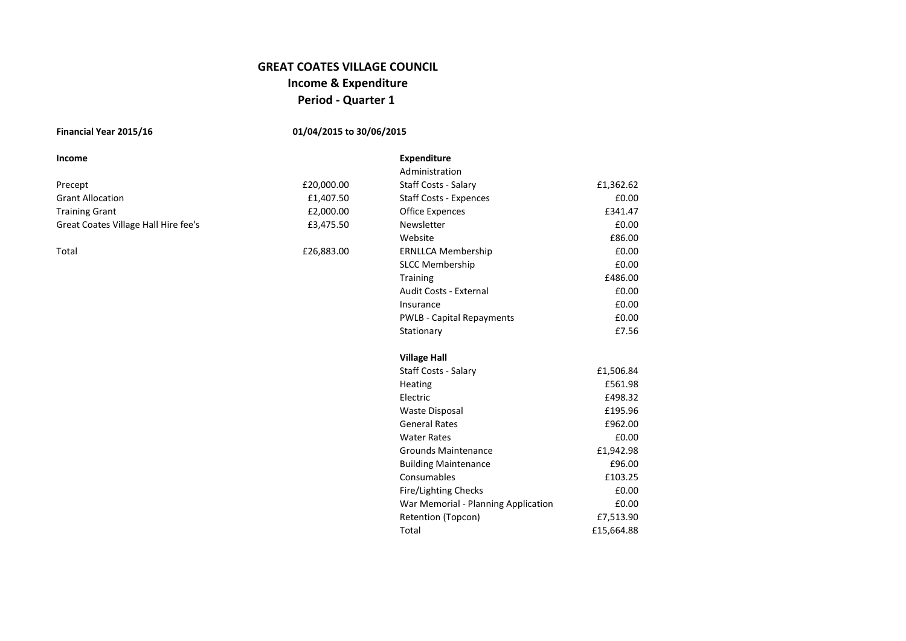# GREAT COATES VILLAGE COUNCIL

## Income & Expenditure

## Period - Quarter 1

**Financial Year 2015/16** **01/04/2015 to 30/06/2015**

| **Income** | | **Expenditure** | |
|---|---|---|---|
| | | Administration | |
| Precept | £20,000.00 | Staff Costs - Salary | £1,362.62 |
| Grant Allocation | £1,407.50 | Staff Costs - Expences | £0.00 |
| Training Grant | £2,000.00 | Office Expences | £341.47 |
| Great Coates Village Hall Hire fee's | £3,475.50 | Newsletter | £0.00 |
| | | Website | £86.00 |
| Total | £26,883.00 | ERNLLCA Membership | £0.00 |
| | | SLCC Membership | £0.00 |
| | | Training | £486.00 |
| | | Audit Costs - External | £0.00 |
| | | Insurance | £0.00 |
| | | PWLB - Capital Repayments | £0.00 |
| | | Stationary | £7.56 |
| | | | |
| | | **Village Hall** | |
| | | Staff Costs - Salary | £1,506.84 |
| | | Heating | £561.98 |
| | | Electric | £498.32 |
| | | Waste Disposal | £195.96 |
| | | General Rates | £962.00 |
| | | Water Rates | £0.00 |
| | | Grounds Maintenance | £1,942.98 |
| | | Building Maintenance | £96.00 |
| | | Consumables | £103.25 |
| | | Fire/Lighting Checks | £0.00 |
| | | War Memorial - Planning Application | £0.00 |
| | | Retention (Topcon) | £7,513.90 |
| | | Total | £15,664.88 |